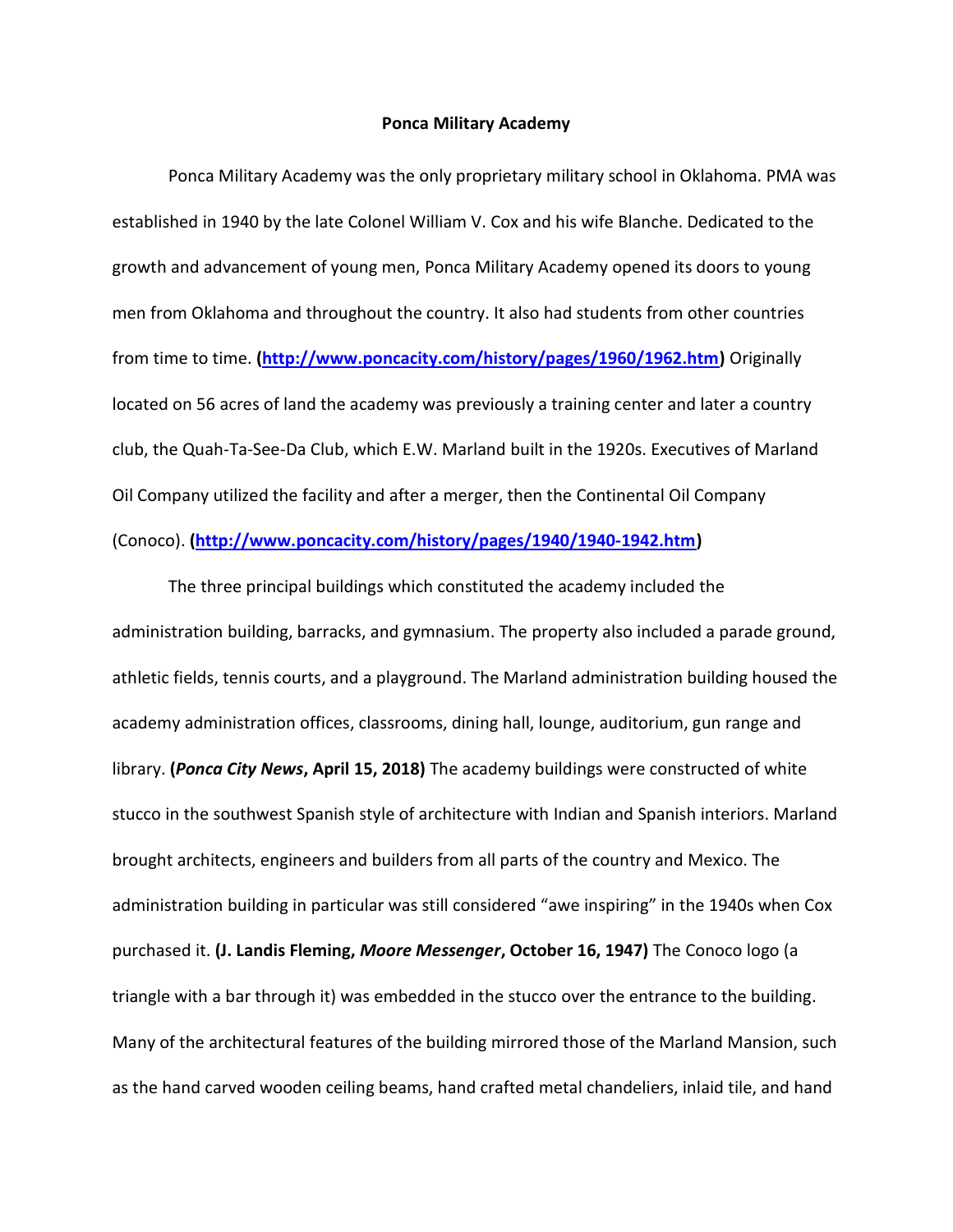# Ponca Military Academy

Ponca Military Academy was the only proprietary military school in Oklahoma. PMA was established in 1940 by the late Colonel William V. Cox and his wife Blanche. Dedicated to the growth and advancement of young men, Ponca Military Academy opened its doors to young men from Oklahoma and throughout the country. It also had students from other countries from time to time. **(http://www.poncacity.com/history/pages/1960/1962.htm)** Originally located on 56 acres of land the academy was previously a training center and later a country club, the Quah-Ta-See-Da Club, which E.W. Marland built in the 1920s. Executives of Marland Oil Company utilized the facility and after a merger, then the Continental Oil Company (Conoco). **(http://www.poncacity.com/history/pages/1940/1940-1942.htm)**

The three principal buildings which constituted the academy included the administration building, barracks, and gymnasium. The property also included a parade ground, athletic fields, tennis courts, and a playground. The Marland administration building housed the academy administration offices, classrooms, dining hall, lounge, auditorium, gun range and library. **(*Ponca City News*, April 15, 2018)** The academy buildings were constructed of white stucco in the southwest Spanish style of architecture with Indian and Spanish interiors. Marland brought architects, engineers and builders from all parts of the country and Mexico. The administration building in particular was still considered "awe inspiring" in the 1940s when Cox purchased it. **(J. Landis Fleming, *Moore Messenger*, October 16, 1947)** The Conoco logo (a triangle with a bar through it) was embedded in the stucco over the entrance to the building. Many of the architectural features of the building mirrored those of the Marland Mansion, such as the hand carved wooden ceiling beams, hand crafted metal chandeliers, inlaid tile, and hand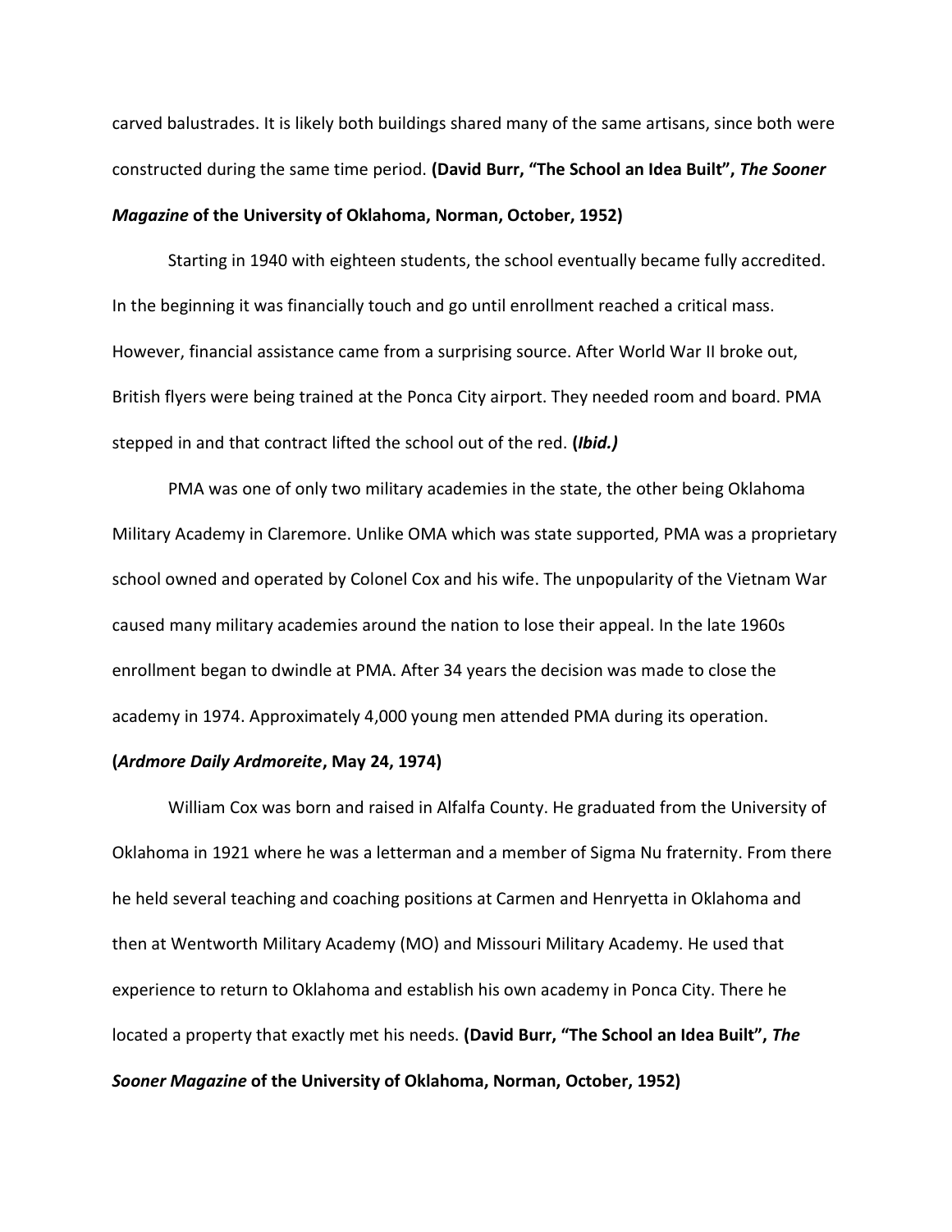carved balustrades. It is likely both buildings shared many of the same artisans, since both were constructed during the same time period. **(David Burr, "The School an Idea Built",** ***The Sooner Magazine*** **of the University of Oklahoma, Norman, October, 1952)**

Starting in 1940 with eighteen students, the school eventually became fully accredited. In the beginning it was financially touch and go until enrollment reached a critical mass. However, financial assistance came from a surprising source. After World War II broke out, British flyers were being trained at the Ponca City airport. They needed room and board. PMA stepped in and that contract lifted the school out of the red. **(*Ibid.*)**

PMA was one of only two military academies in the state, the other being Oklahoma Military Academy in Claremore. Unlike OMA which was state supported, PMA was a proprietary school owned and operated by Colonel Cox and his wife. The unpopularity of the Vietnam War caused many military academies around the nation to lose their appeal. In the late 1960s enrollment began to dwindle at PMA. After 34 years the decision was made to close the academy in 1974. Approximately 4,000 young men attended PMA during its operation. **(*Ardmore Daily Ardmoreite*, May 24, 1974)**

William Cox was born and raised in Alfalfa County. He graduated from the University of Oklahoma in 1921 where he was a letterman and a member of Sigma Nu fraternity. From there he held several teaching and coaching positions at Carmen and Henryetta in Oklahoma and then at Wentworth Military Academy (MO) and Missouri Military Academy. He used that experience to return to Oklahoma and establish his own academy in Ponca City. There he located a property that exactly met his needs. **(David Burr, "The School an Idea Built",** ***The Sooner Magazine*** **of the University of Oklahoma, Norman, October, 1952)**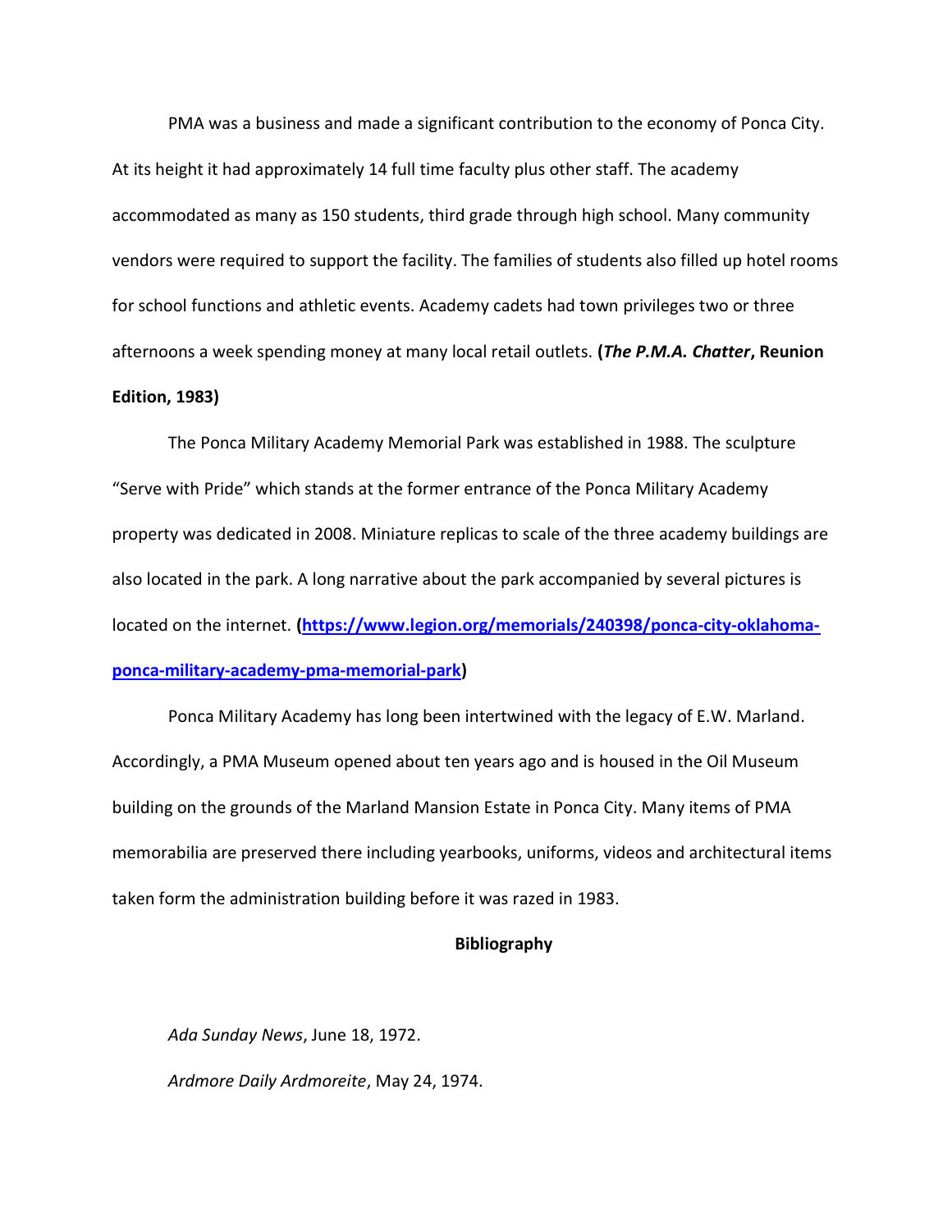PMA was a business and made a significant contribution to the economy of Ponca City. At its height it had approximately 14 full time faculty plus other staff. The academy accommodated as many as 150 students, third grade through high school. Many community vendors were required to support the facility. The families of students also filled up hotel rooms for school functions and athletic events. Academy cadets had town privileges two or three afternoons a week spending money at many local retail outlets. **(*The P.M.A. Chatter*, Reunion Edition, 1983)**

The Ponca Military Academy Memorial Park was established in 1988. The sculpture "Serve with Pride" which stands at the former entrance of the Ponca Military Academy property was dedicated in 2008. Miniature replicas to scale of the three academy buildings are also located in the park. A long narrative about the park accompanied by several pictures is located on the internet. **([https://www.legion.org/memorials/240398/ponca-city-oklahoma-ponca-military-academy-pma-memorial-park](https://www.legion.org/memorials/240398/ponca-city-oklahoma-ponca-military-academy-pma-memorial-park))**

Ponca Military Academy has long been intertwined with the legacy of E.W. Marland. Accordingly, a PMA Museum opened about ten years ago and is housed in the Oil Museum building on the grounds of the Marland Mansion Estate in Ponca City. Many items of PMA memorabilia are preserved there including yearbooks, uniforms, videos and architectural items taken form the administration building before it was razed in 1983.

## Bibliography

*Ada Sunday News*, June 18, 1972.

*Ardmore Daily Ardmoreite*, May 24, 1974.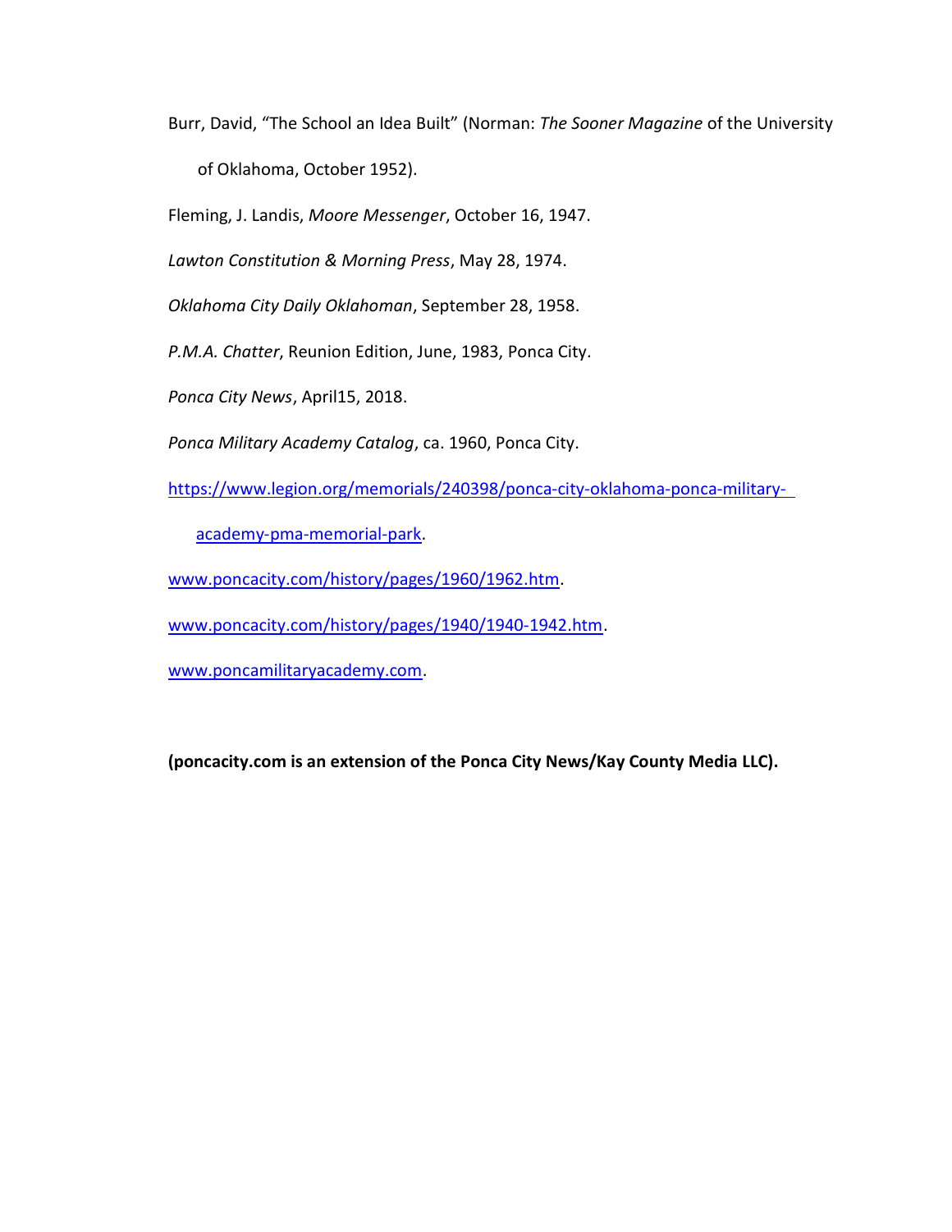Burr, David, "The School an Idea Built" (Norman: *The Sooner Magazine* of the University of Oklahoma, October 1952).

Fleming, J. Landis, *Moore Messenger*, October 16, 1947.

*Lawton Constitution & Morning Press*, May 28, 1974.

*Oklahoma City Daily Oklahoman*, September 28, 1958.

*P.M.A. Chatter*, Reunion Edition, June, 1983, Ponca City.

*Ponca City News*, April15, 2018.

*Ponca Military Academy Catalog*, ca. 1960, Ponca City.

https://www.legion.org/memorials/240398/ponca-city-oklahoma-ponca-military-academy-pma-memorial-park.

www.poncacity.com/history/pages/1960/1962.htm.

www.poncacity.com/history/pages/1940/1940-1942.htm.

www.poncamilitaryacademy.com.

**(poncacity.com is an extension of the Ponca City News/Kay County Media LLC).**